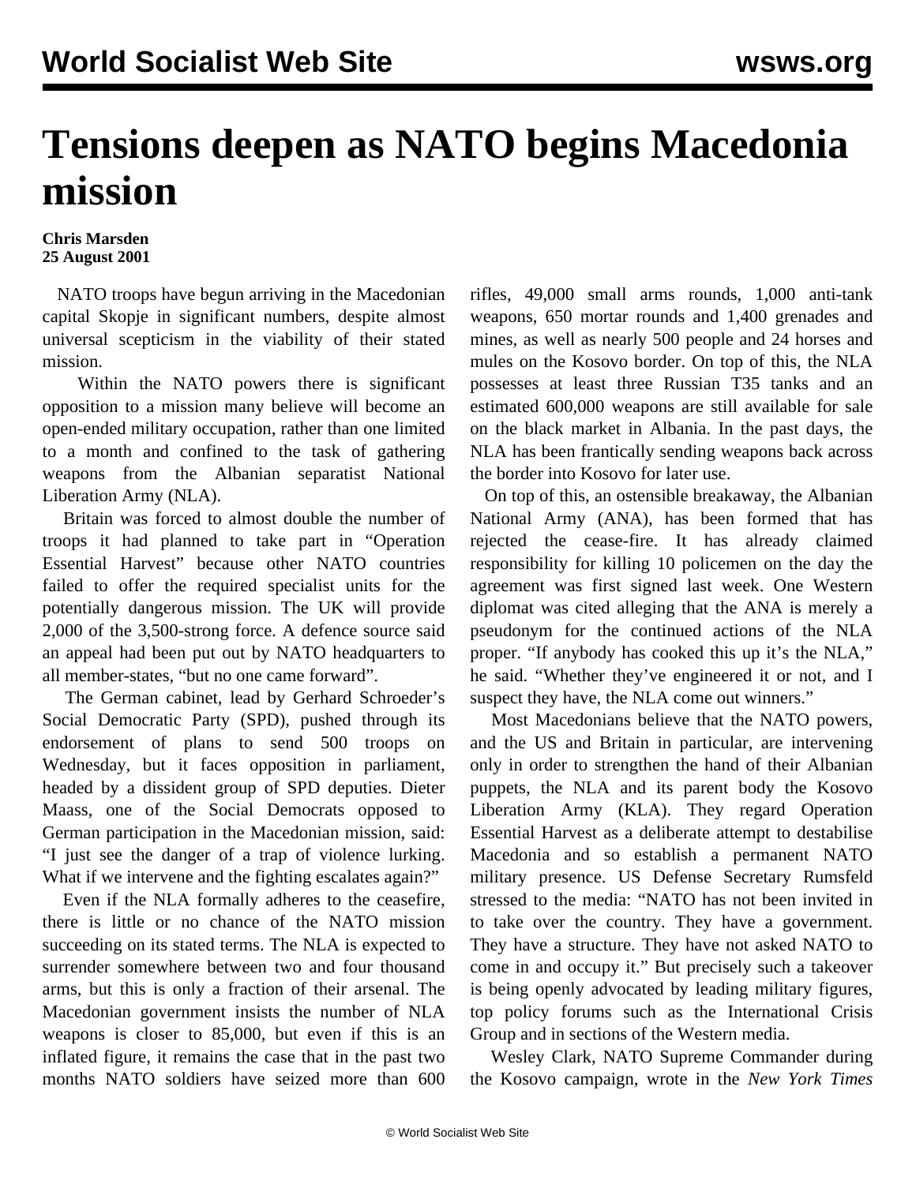# Tensions deepen as NATO begins Macedonia mission

**Chris Marsden**
**25 August 2001**

NATO troops have begun arriving in the Macedonian capital Skopje in significant numbers, despite almost universal scepticism in the viability of their stated mission.

Within the NATO powers there is significant opposition to a mission many believe will become an open-ended military occupation, rather than one limited to a month and confined to the task of gathering weapons from the Albanian separatist National Liberation Army (NLA).

Britain was forced to almost double the number of troops it had planned to take part in "Operation Essential Harvest" because other NATO countries failed to offer the required specialist units for the potentially dangerous mission. The UK will provide 2,000 of the 3,500-strong force. A defence source said an appeal had been put out by NATO headquarters to all member-states, "but no one came forward".

The German cabinet, lead by Gerhard Schroeder's Social Democratic Party (SPD), pushed through its endorsement of plans to send 500 troops on Wednesday, but it faces opposition in parliament, headed by a dissident group of SPD deputies. Dieter Maass, one of the Social Democrats opposed to German participation in the Macedonian mission, said: "I just see the danger of a trap of violence lurking. What if we intervene and the fighting escalates again?"

Even if the NLA formally adheres to the ceasefire, there is little or no chance of the NATO mission succeeding on its stated terms. The NLA is expected to surrender somewhere between two and four thousand arms, but this is only a fraction of their arsenal. The Macedonian government insists the number of NLA weapons is closer to 85,000, but even if this is an inflated figure, it remains the case that in the past two months NATO soldiers have seized more than 600 rifles, 49,000 small arms rounds, 1,000 anti-tank weapons, 650 mortar rounds and 1,400 grenades and mines, as well as nearly 500 people and 24 horses and mules on the Kosovo border. On top of this, the NLA possesses at least three Russian T35 tanks and an estimated 600,000 weapons are still available for sale on the black market in Albania. In the past days, the NLA has been frantically sending weapons back across the border into Kosovo for later use.

On top of this, an ostensible breakaway, the Albanian National Army (ANA), has been formed that has rejected the cease-fire. It has already claimed responsibility for killing 10 policemen on the day the agreement was first signed last week. One Western diplomat was cited alleging that the ANA is merely a pseudonym for the continued actions of the NLA proper. "If anybody has cooked this up it's the NLA," he said. "Whether they've engineered it or not, and I suspect they have, the NLA come out winners."

Most Macedonians believe that the NATO powers, and the US and Britain in particular, are intervening only in order to strengthen the hand of their Albanian puppets, the NLA and its parent body the Kosovo Liberation Army (KLA). They regard Operation Essential Harvest as a deliberate attempt to destabilise Macedonia and so establish a permanent NATO military presence. US Defense Secretary Rumsfeld stressed to the media: "NATO has not been invited in to take over the country. They have a government. They have a structure. They have not asked NATO to come in and occupy it." But precisely such a takeover is being openly advocated by leading military figures, top policy forums such as the International Crisis Group and in sections of the Western media.

Wesley Clark, NATO Supreme Commander during the Kosovo campaign, wrote in the *New York Times*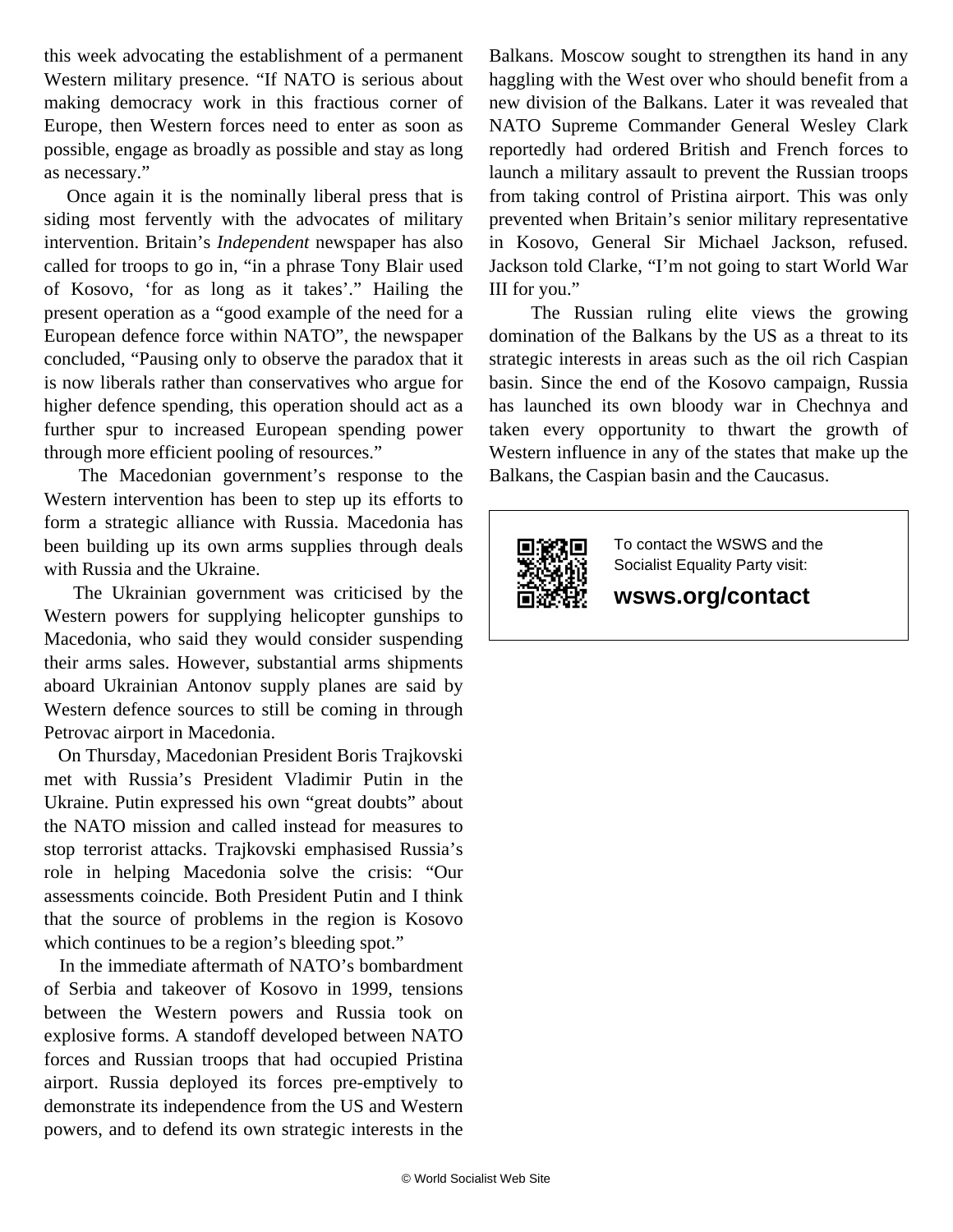this week advocating the establishment of a permanent Western military presence. "If NATO is serious about making democracy work in this fractious corner of Europe, then Western forces need to enter as soon as possible, engage as broadly as possible and stay as long as necessary."

Once again it is the nominally liberal press that is siding most fervently with the advocates of military intervention. Britain's *Independent* newspaper has also called for troops to go in, "in a phrase Tony Blair used of Kosovo, 'for as long as it takes'." Hailing the present operation as a "good example of the need for a European defence force within NATO", the newspaper concluded, "Pausing only to observe the paradox that it is now liberals rather than conservatives who argue for higher defence spending, this operation should act as a further spur to increased European spending power through more efficient pooling of resources."

The Macedonian government's response to the Western intervention has been to step up its efforts to form a strategic alliance with Russia. Macedonia has been building up its own arms supplies through deals with Russia and the Ukraine.

The Ukrainian government was criticised by the Western powers for supplying helicopter gunships to Macedonia, who said they would consider suspending their arms sales. However, substantial arms shipments aboard Ukrainian Antonov supply planes are said by Western defence sources to still be coming in through Petrovac airport in Macedonia.

On Thursday, Macedonian President Boris Trajkovski met with Russia's President Vladimir Putin in the Ukraine. Putin expressed his own "great doubts" about the NATO mission and called instead for measures to stop terrorist attacks. Trajkovski emphasised Russia's role in helping Macedonia solve the crisis: "Our assessments coincide. Both President Putin and I think that the source of problems in the region is Kosovo which continues to be a region's bleeding spot."

In the immediate aftermath of NATO's bombardment of Serbia and takeover of Kosovo in 1999, tensions between the Western powers and Russia took on explosive forms. A standoff developed between NATO forces and Russian troops that had occupied Pristina airport. Russia deployed its forces pre-emptively to demonstrate its independence from the US and Western powers, and to defend its own strategic interests in the Balkans. Moscow sought to strengthen its hand in any haggling with the West over who should benefit from a new division of the Balkans. Later it was revealed that NATO Supreme Commander General Wesley Clark reportedly had ordered British and French forces to launch a military assault to prevent the Russian troops from taking control of Pristina airport. This was only prevented when Britain's senior military representative in Kosovo, General Sir Michael Jackson, refused. Jackson told Clarke, "I'm not going to start World War III for you."

The Russian ruling elite views the growing domination of the Balkans by the US as a threat to its strategic interests in areas such as the oil rich Caspian basin. Since the end of the Kosovo campaign, Russia has launched its own bloody war in Chechnya and taken every opportunity to thwart the growth of Western influence in any of the states that make up the Balkans, the Caspian basin and the Caucasus.

To contact the WSWS and the Socialist Equality Party visit:

**wsws.org/contact**